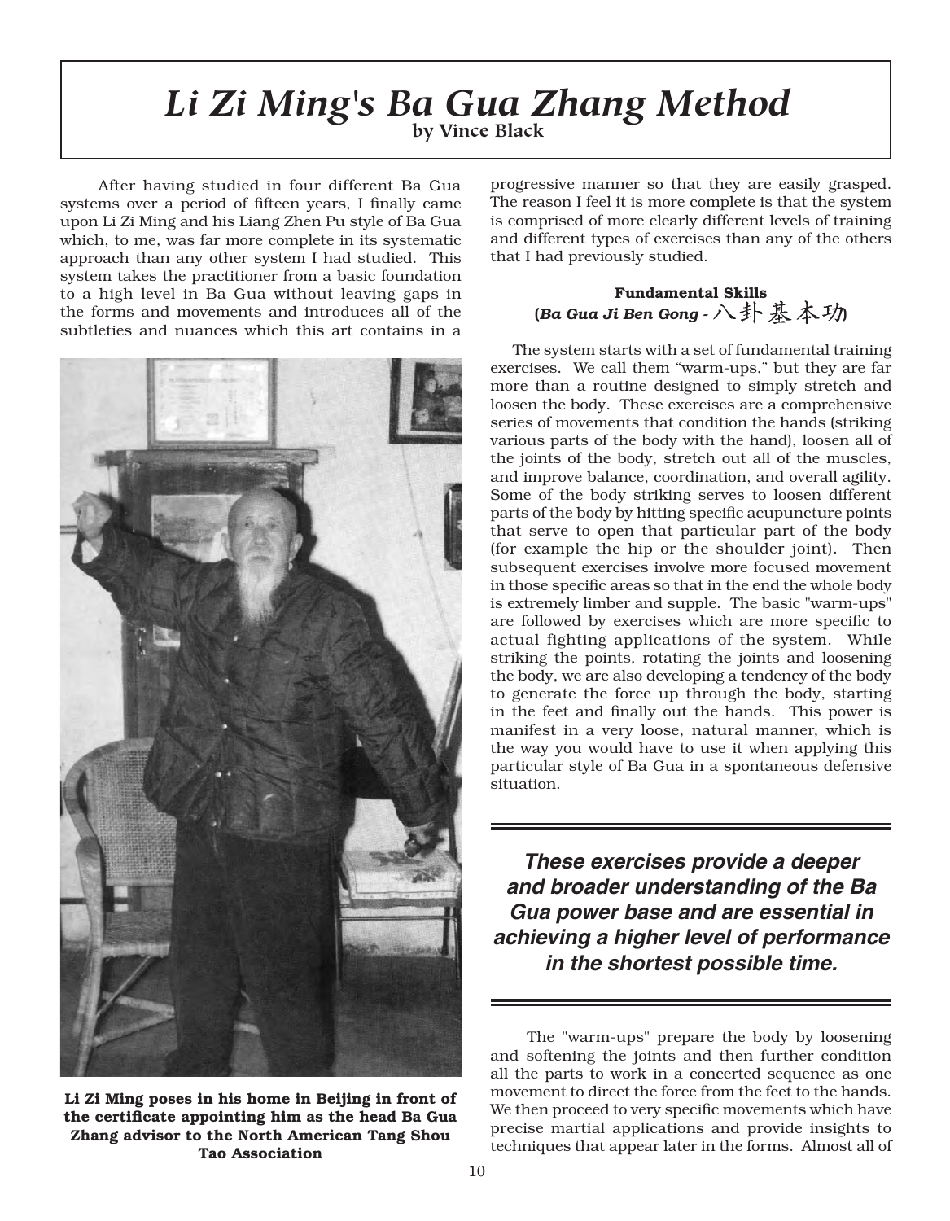# *Li Zi Ming's Ba Gua Zhang Method*

**by Vince Black**

After having studied in four different Ba Gua systems over a period of fifteen years, I finally came upon Li Zi Ming and his Liang Zhen Pu style of Ba Gua which, to me, was far more complete in its systematic approach than any other system I had studied. This system takes the practitioner from a basic foundation to a high level in Ba Gua without leaving gaps in the forms and movements and introduces all of the subtleties and nuances which this art contains in a progressive manner so that they are easily grasped. The reason I feel it is more complete is that the system is comprised of more clearly different levels of training and different types of exercises than any of the others that I had previously studied.

**Li Zi Ming poses in his home in Beijing in front of the certificate appointing him as the head Ba Gua Zhang advisor to the North American Tang Shou Tao Association**

### Fundamental Skills
### (*Ba Gua Ji Ben Gong* - 八卦基本功

The system starts with a set of fundamental training exercises. We call them "warm-ups," but they are far more than a routine designed to simply stretch and loosen the body. These exercises are a comprehensive series of movements that condition the hands (striking various parts of the body with the hand), loosen all of the joints of the body, stretch out all of the muscles, and improve balance, coordination, and overall agility. Some of the body striking serves to loosen different parts of the body by hitting specific acupuncture points that serve to open that particular part of the body (for example the hip or the shoulder joint). Then subsequent exercises involve more focused movement in those specific areas so that in the end the whole body is extremely limber and supple. The basic "warm-ups" are followed by exercises which are more specific to actual fighting applications of the system. While striking the points, rotating the joints and loosening the body, we are also developing a tendency of the body to generate the force up through the body, starting in the feet and finally out the hands. This power is manifest in a very loose, natural manner, which is the way you would have to use it when applying this particular style of Ba Gua in a spontaneous defensive situation.

***These exercises provide a deeper and broader understanding of the Ba Gua power base and are essential in achieving a higher level of performance in the shortest possible time.***

The "warm-ups" prepare the body by loosening and softening the joints and then further condition all the parts to work in a concerted sequence as one movement to direct the force from the feet to the hands. We then proceed to very specific movements which have precise martial applications and provide insights to techniques that appear later in the forms. Almost all of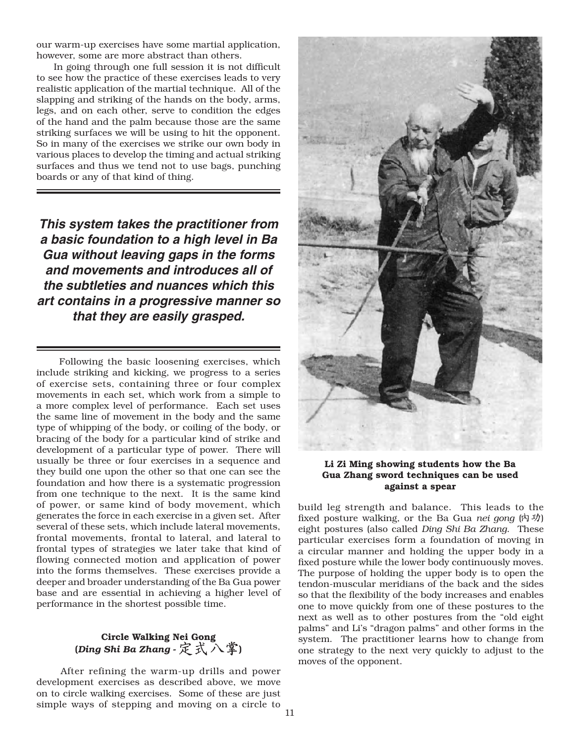our warm-up exercises have some martial application, however, some are more abstract than others.

In going through one full session it is not difficult to see how the practice of these exercises leads to very realistic application of the martial technique. All of the slapping and striking of the hands on the body, arms, legs, and on each other, serve to condition the edges of the hand and the palm because those are the same striking surfaces we will be using to hit the opponent. So in many of the exercises we strike our own body in various places to develop the timing and actual striking surfaces and thus we tend not to use bags, punching boards or any of that kind of thing.

***This system takes the practitioner from a basic foundation to a high level in Ba Gua without leaving gaps in the forms and movements and introduces all of the subtleties and nuances which this art contains in a progressive manner so that they are easily grasped.***

Following the basic loosening exercises, which include striking and kicking, we progress to a series of exercise sets, containing three or four complex movements in each set, which work from a simple to a more complex level of performance. Each set uses the same line of movement in the body and the same type of whipping of the body, or coiling of the body, or bracing of the body for a particular kind of strike and development of a particular type of power. There will usually be three or four exercises in a sequence and they build one upon the other so that one can see the foundation and how there is a systematic progression from one technique to the next. It is the same kind of power, or same kind of body movement, which generates the force in each exercise in a given set. After several of these sets, which include lateral movements, frontal movements, frontal to lateral, and lateral to frontal types of strategies we later take that kind of flowing connected motion and application of power into the forms themselves. These exercises provide a deeper and broader understanding of the Ba Gua power base and are essential in achieving a higher level of performance in the shortest possible time.

### Circle Walking Nei Gong (*Ding Shi Ba Zhang* - 定式八掌)

After refining the warm-up drills and power development exercises as described above, we move on to circle walking exercises. Some of these are just simple ways of stepping and moving on a circle to build leg strength and balance. This leads to the fixed posture walking, or the Ba Gua *nei gong* (内功) eight postures (also called *Ding Shi Ba Zhang*. These particular exercises form a foundation of moving in a circular manner and holding the upper body in a fixed posture while the lower body continuously moves. The purpose of holding the upper body is to open the tendon-muscular meridians of the back and the sides so that the flexibility of the body increases and enables one to move quickly from one of these postures to the next as well as to other postures from the "old eight palms" and Li's "dragon palms" and other forms in the system. The practitioner learns how to change from one strategy to the next very quickly to adjust to the moves of the opponent.

**Li Zi Ming showing students how the Ba Gua Zhang sword techniques can be used against a spear**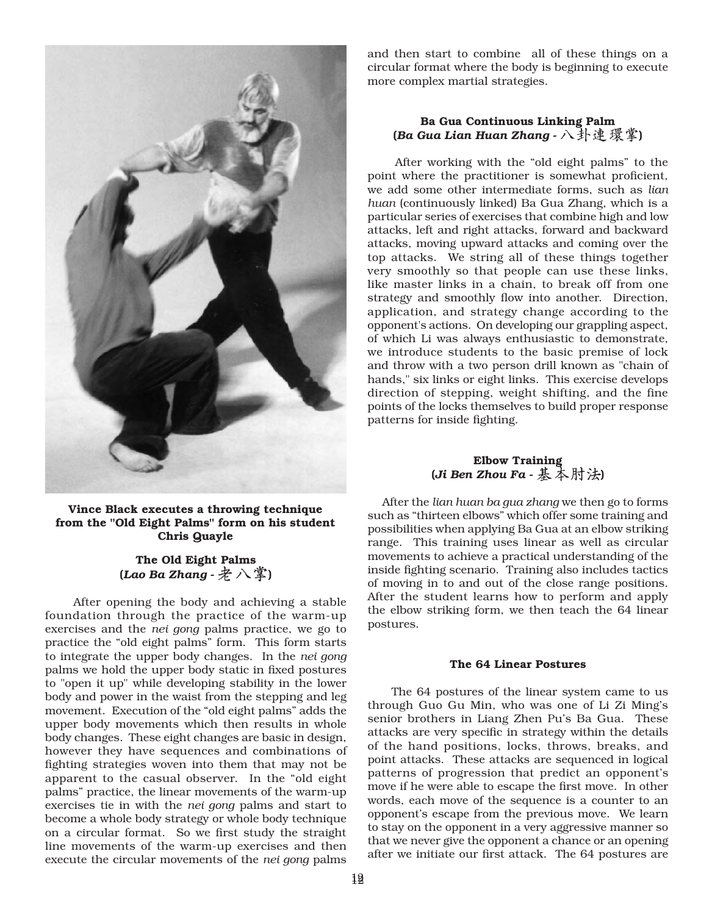**Vince Black executes a throwing technique from the "Old Eight Palms" form on his student Chris Quayle**

### The Old Eight Palms
### (*Lao Ba Zhang* - 老八掌)

After opening the body and achieving a stable foundation through the practice of the warm-up exercises and the *nei gong* palms practice, we go to practice the "old eight palms" form. This form starts to integrate the upper body changes. In the *nei gong* palms we hold the upper body static in fixed postures to "open it up" while developing stability in the lower body and power in the waist from the stepping and leg movement. Execution of the "old eight palms" adds the upper body movements which then results in whole body changes. These eight changes are basic in design, however they have sequences and combinations of fighting strategies woven into them that may not be apparent to the casual observer. In the "old eight palms" practice, the linear movements of the warm-up exercises tie in with the *nei gong* palms and start to become a whole body strategy or whole body technique on a circular format. So we first study the straight line movements of the warm-up exercises and then execute the circular movements of the *nei gong* palms and then start to combine all of these things on a circular format where the body is beginning to execute more complex martial strategies.

### Ba Gua Continuous Linking Palm
### (*Ba Gua Lian Huan Zhang* - 八卦連環掌)

After working with the "old eight palms" to the point where the practitioner is somewhat proficient, we add some other intermediate forms, such as *lian huan* (continuously linked) Ba Gua Zhang, which is a particular series of exercises that combine high and low attacks, left and right attacks, forward and backward attacks, moving upward attacks and coming over the top attacks. We string all of these things together very smoothly so that people can use these links, like master links in a chain, to break off from one strategy and smoothly flow into another. Direction, application, and strategy change according to the opponent's actions. On developing our grappling aspect, of which Li was always enthusiastic to demonstrate, we introduce students to the basic premise of lock and throw with a two person drill known as "chain of hands," six links or eight links. This exercise develops direction of stepping, weight shifting, and the fine points of the locks themselves to build proper response patterns for inside fighting.

### Elbow Training
### (*Ji Ben Zhou Fa* - 基本肘法)

After the *lian huan ba gua zhang* we then go to forms such as "thirteen elbows" which offer some training and possibilities when applying Ba Gua at an elbow striking range. This training uses linear as well as circular movements to achieve a practical understanding of the inside fighting scenario. Training also includes tactics of moving in to and out of the close range positions. After the student learns how to perform and apply the elbow striking form, we then teach the 64 linear postures.

### The 64 Linear Postures

The 64 postures of the linear system came to us through Guo Gu Min, who was one of Li Zi Ming's senior brothers in Liang Zhen Pu's Ba Gua. These attacks are very specific in strategy within the details of the hand positions, locks, throws, breaks, and point attacks. These attacks are sequenced in logical patterns of progression that predict an opponent's move if he were able to escape the first move. In other words, each move of the sequence is a counter to an opponent's escape from the previous move. We learn to stay on the opponent in a very aggressive manner so that we never give the opponent a chance or an opening after we initiate our first attack. The 64 postures are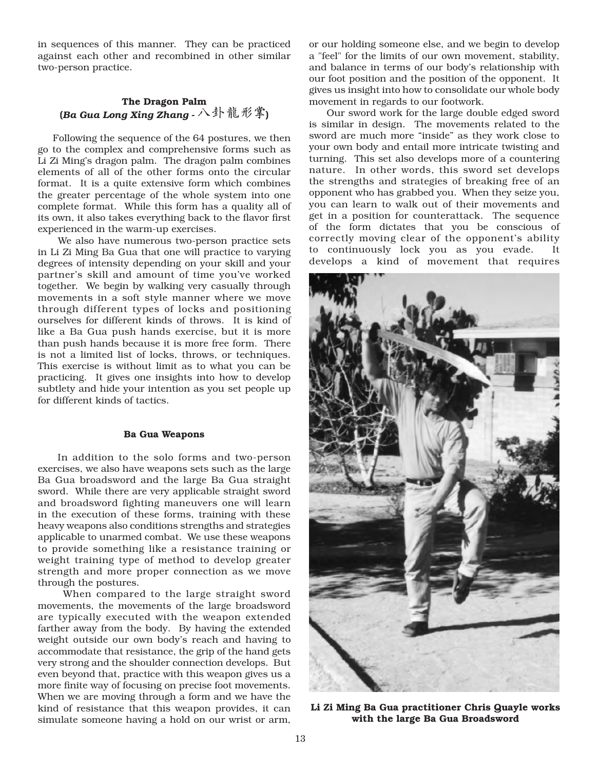in sequences of this manner. They can be practiced against each other and recombined in other similar two-person practice.

### The Dragon Palm
### (*Ba Gua Long Xing Zhang* - 八卦龍形掌)

Following the sequence of the 64 postures, we then go to the complex and comprehensive forms such as Li Zi Ming's dragon palm. The dragon palm combines elements of all of the other forms onto the circular format. It is a quite extensive form which combines the greater percentage of the whole system into one complete format. While this form has a quality all of its own, it also takes everything back to the flavor first experienced in the warm-up exercises.

We also have numerous two-person practice sets in Li Zi Ming Ba Gua that one will practice to varying degrees of intensity depending on your skill and your partner's skill and amount of time you've worked together. We begin by walking very casually through movements in a soft style manner where we move through different types of locks and positioning ourselves for different kinds of throws. It is kind of like a Ba Gua push hands exercise, but it is more than push hands because it is more free form. There is not a limited list of locks, throws, or techniques. This exercise is without limit as to what you can be practicing. It gives one insights into how to develop subtlety and hide your intention as you set people up for different kinds of tactics.

#### Ba Gua Weapons

In addition to the solo forms and two-person exercises, we also have weapons sets such as the large Ba Gua broadsword and the large Ba Gua straight sword. While there are very applicable straight sword and broadsword fighting maneuvers one will learn in the execution of these forms, training with these heavy weapons also conditions strengths and strategies applicable to unarmed combat. We use these weapons to provide something like a resistance training or weight training type of method to develop greater strength and more proper connection as we move through the postures.

When compared to the large straight sword movements, the movements of the large broadsword are typically executed with the weapon extended farther away from the body. By having the extended weight outside our own body's reach and having to accommodate that resistance, the grip of the hand gets very strong and the shoulder connection develops. But even beyond that, practice with this weapon gives us a more finite way of focusing on precise foot movements. When we are moving through a form and we have the kind of resistance that this weapon provides, it can simulate someone having a hold on our wrist or arm, or our holding someone else, and we begin to develop a "feel" for the limits of our own movement, stability, and balance in terms of our body's relationship with our foot position and the position of the opponent. It gives us insight into how to consolidate our whole body movement in regards to our footwork.

Our sword work for the large double edged sword is similar in design. The movements related to the sword are much more "inside" as they work close to your own body and entail more intricate twisting and turning. This set also develops more of a countering nature. In other words, this sword set develops the strengths and strategies of breaking free of an opponent who has grabbed you. When they seize you, you can learn to walk out of their movements and get in a position for counterattack. The sequence of the form dictates that you be conscious of correctly moving clear of the opponent's ability to continuously lock you as you evade. It develops a kind of movement that requires

**Li Zi Ming Ba Gua practitioner Chris Quayle works with the large Ba Gua Broadsword**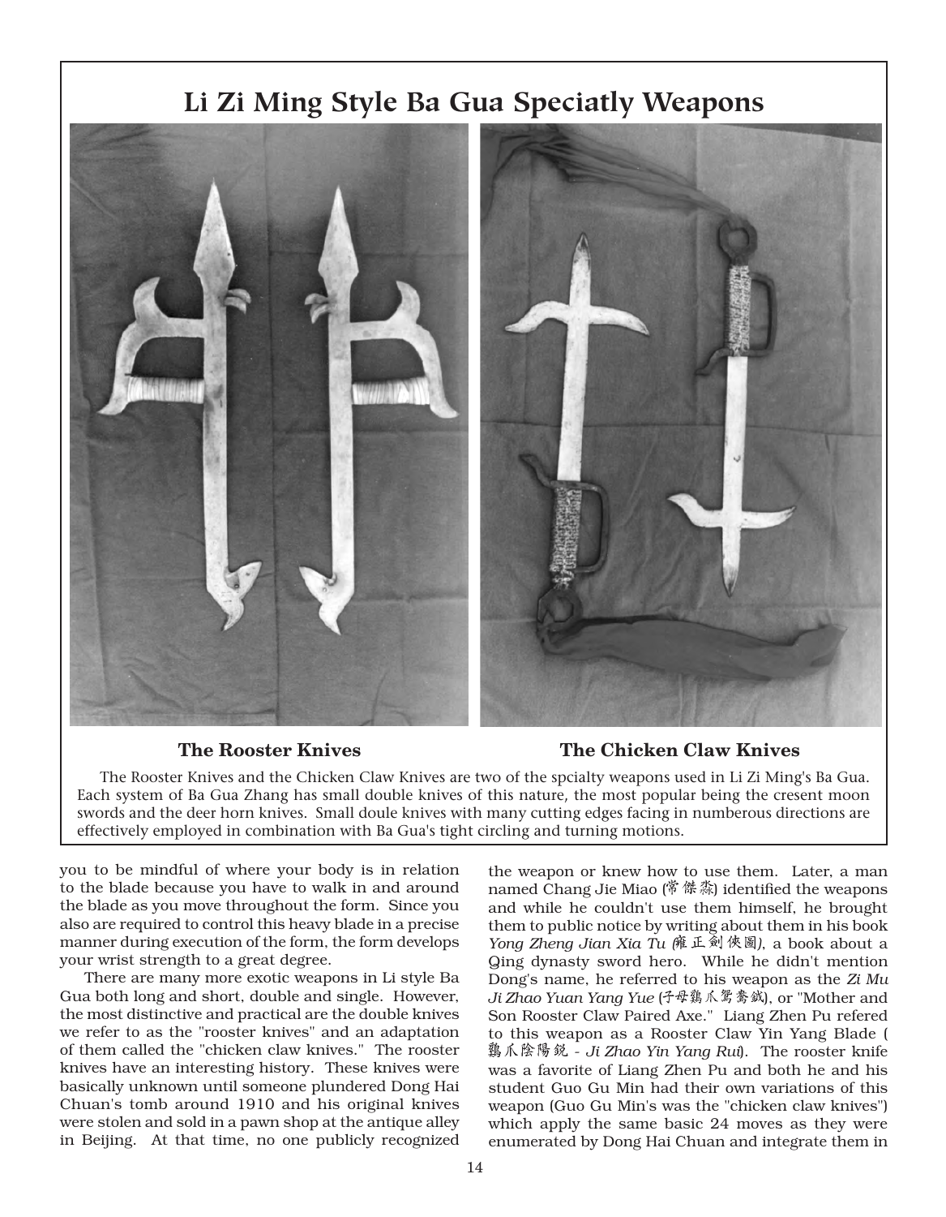## Li Zi Ming Style Ba Gua Speciatly Weapons

**The Rooster Knives** **The Chicken Claw Knives**

The Rooster Knives and the Chicken Claw Knives are two of the spcialty weapons used in Li Zi Ming's Ba Gua. Each system of Ba Gua Zhang has small double knives of this nature, the most popular being the cresent moon swords and the deer horn knives. Small doule knives with many cutting edges facing in numberous directions are effectively employed in combination with Ba Gua's tight circling and turning motions.

you to be mindful of where your body is in relation to the blade because you have to walk in and around the blade as you move throughout the form. Since you also are required to control this heavy blade in a precise manner during execution of the form, the form develops your wrist strength to a great degree.

There are many more exotic weapons in Li style Ba Gua both long and short, double and single. However, the most distinctive and practical are the double knives we refer to as the "rooster knives" and an adaptation of them called the "chicken claw knives." The rooster knives have an interesting history. These knives were basically unknown until someone plundered Dong Hai Chuan's tomb around 1910 and his original knives were stolen and sold in a pawn shop at the antique alley in Beijing. At that time, no one publicly recognized the weapon or knew how to use them. Later, a man named Chang Jie Miao (常傑淼) identified the weapons and while he couldn't use them himself, he brought them to public notice by writing about them in his book *Yong Zheng Jian Xia Tu* (雍正劍俠圖), a book about a Qing dynasty sword hero. While he didn't mention Dong's name, he referred to his weapon as the *Zi Mu Ji Zhao Yuan Yang Yue* (子母雞爪鴛鴦鉞), or "Mother and Son Rooster Claw Paired Axe." Liang Zhen Pu refered to this weapon as a Rooster Claw Yin Yang Blade (雞爪陰陽銳 - *Ji Zhao Yin Yang Rui*). The rooster knife was a favorite of Liang Zhen Pu and both he and his student Guo Gu Min had their own variations of this weapon (Guo Gu Min's was the "chicken claw knives") which apply the same basic 24 moves as they were enumerated by Dong Hai Chuan and integrate them in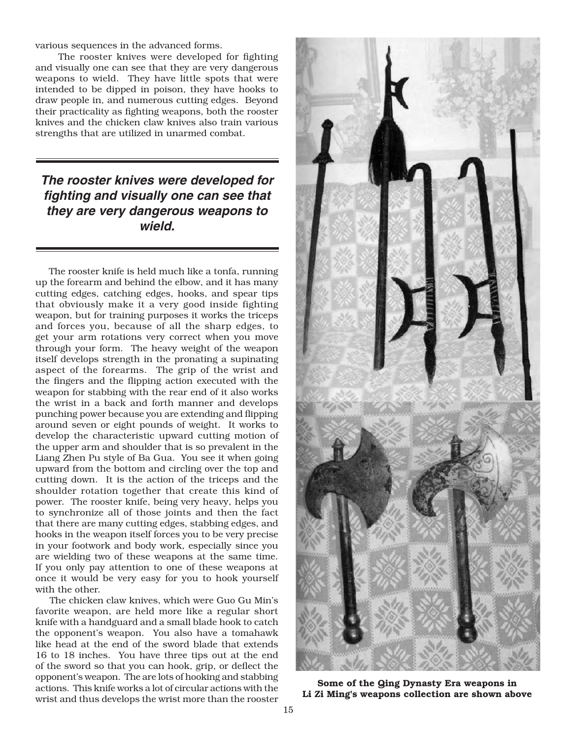various sequences in the advanced forms.

The rooster knives were developed for fighting and visually one can see that they are very dangerous weapons to wield. They have little spots that were intended to be dipped in poison, they have hooks to draw people in, and numerous cutting edges. Beyond their practicality as fighting weapons, both the rooster knives and the chicken claw knives also train various strengths that are utilized in unarmed combat.

***The rooster knives were developed for fighting and visually one can see that they are very dangerous weapons to wield.***

The rooster knife is held much like a tonfa, running up the forearm and behind the elbow, and it has many cutting edges, catching edges, hooks, and spear tips that obviously make it a very good inside fighting weapon, but for training purposes it works the triceps and forces you, because of all the sharp edges, to get your arm rotations very correct when you move through your form. The heavy weight of the weapon itself develops strength in the pronating a supinating aspect of the forearms. The grip of the wrist and the fingers and the flipping action executed with the weapon for stabbing with the rear end of it also works the wrist in a back and forth manner and develops punching power because you are extending and flipping around seven or eight pounds of weight. It works to develop the characteristic upward cutting motion of the upper arm and shoulder that is so prevalent in the Liang Zhen Pu style of Ba Gua. You see it when going upward from the bottom and circling over the top and cutting down. It is the action of the triceps and the shoulder rotation together that create this kind of power. The rooster knife, being very heavy, helps you to synchronize all of those joints and then the fact that there are many cutting edges, stabbing edges, and hooks in the weapon itself forces you to be very precise in your footwork and body work, especially since you are wielding two of these weapons at the same time. If you only pay attention to one of these weapons at once it would be very easy for you to hook yourself with the other.

The chicken claw knives, which were Guo Gu Min's favorite weapon, are held more like a regular short knife with a handguard and a small blade hook to catch the opponent's weapon. You also have a tomahawk like head at the end of the sword blade that extends 16 to 18 inches. You have three tips out at the end of the sword so that you can hook, grip, or deflect the opponent's weapon. The are lots of hooking and stabbing actions. This knife works a lot of circular actions with the wrist and thus develops the wrist more than the rooster

**Some of the Qing Dynasty Era weapons in Li Zi Ming's weapons collection are shown above**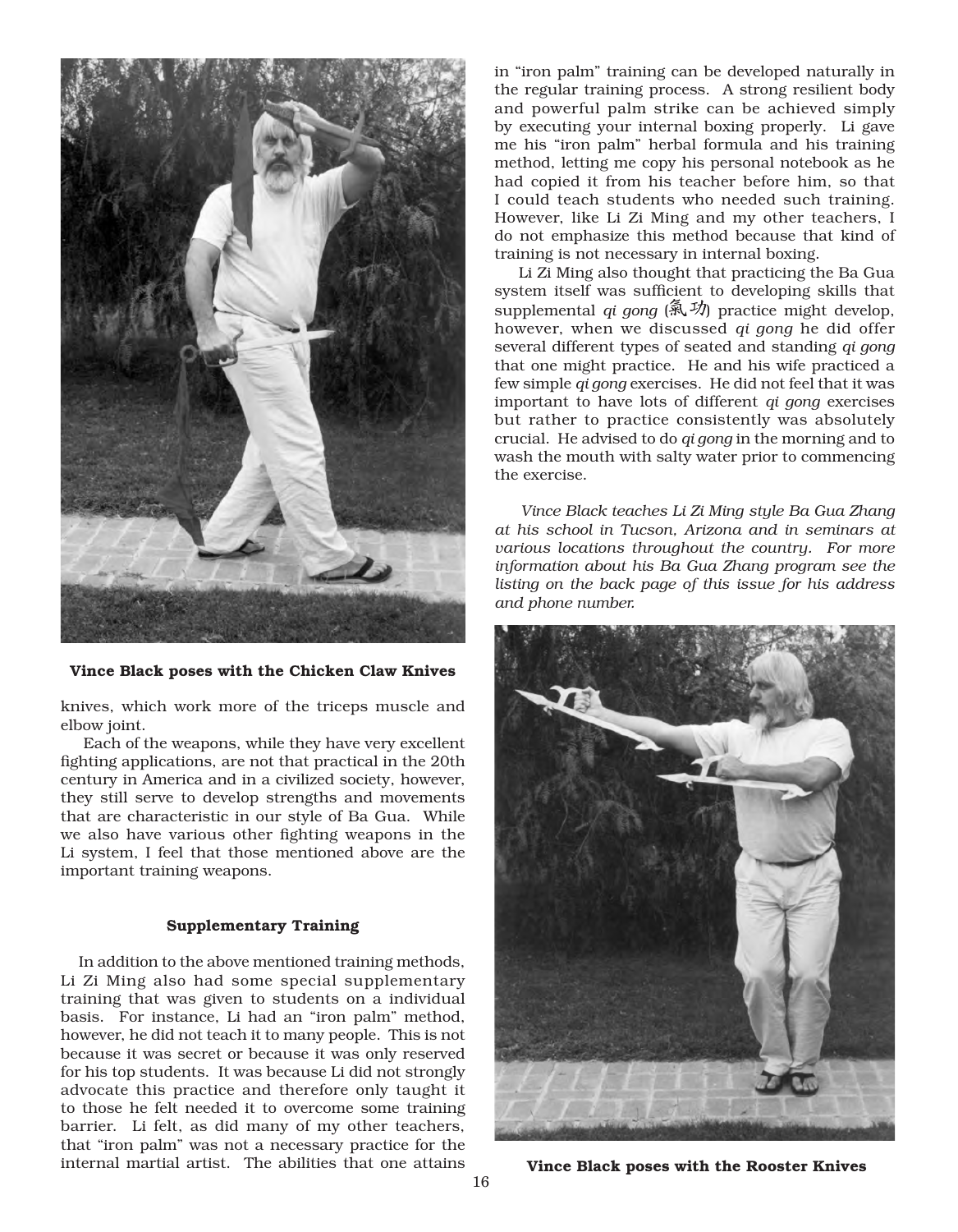Vince Black poses with the Chicken Claw Knives

knives, which work more of the triceps muscle and elbow joint.

Each of the weapons, while they have very excellent fighting applications, are not that practical in the 20th century in America and in a civilized society, however, they still serve to develop strengths and movements that are characteristic in our style of Ba Gua. While we also have various other fighting weapons in the Li system, I feel that those mentioned above are the important training weapons.

### Supplementary Training

In addition to the above mentioned training methods, Li Zi Ming also had some special supplementary training that was given to students on a individual basis. For instance, Li had an "iron palm" method, however, he did not teach it to many people. This is not because it was secret or because it was only reserved for his top students. It was because Li did not strongly advocate this practice and therefore only taught it to those he felt needed it to overcome some training barrier. Li felt, as did many of my other teachers, that "iron palm" was not a necessary practice for the internal martial artist. The abilities that one attains in "iron palm" training can be developed naturally in the regular training process. A strong resilient body and powerful palm strike can be achieved simply by executing your internal boxing properly. Li gave me his "iron palm" herbal formula and his training method, letting me copy his personal notebook as he had copied it from his teacher before him, so that I could teach students who needed such training. However, like Li Zi Ming and my other teachers, I do not emphasize this method because that kind of training is not necessary in internal boxing.

Li Zi Ming also thought that practicing the Ba Gua system itself was sufficient to developing skills that supplemental *qi gong* (氣功) practice might develop, however, when we discussed *qi gong* he did offer several different types of seated and standing *qi gong* that one might practice. He and his wife practiced a few simple *qi gong* exercises. He did not feel that it was important to have lots of different *qi gong* exercises but rather to practice consistently was absolutely crucial. He advised to do *qi gong* in the morning and to wash the mouth with salty water prior to commencing the exercise.

*Vince Black teaches Li Zi Ming style Ba Gua Zhang at his school in Tucson, Arizona and in seminars at various locations throughout the country. For more information about his Ba Gua Zhang program see the listing on the back page of this issue for his address and phone number.*

Vince Black poses with the Rooster Knives